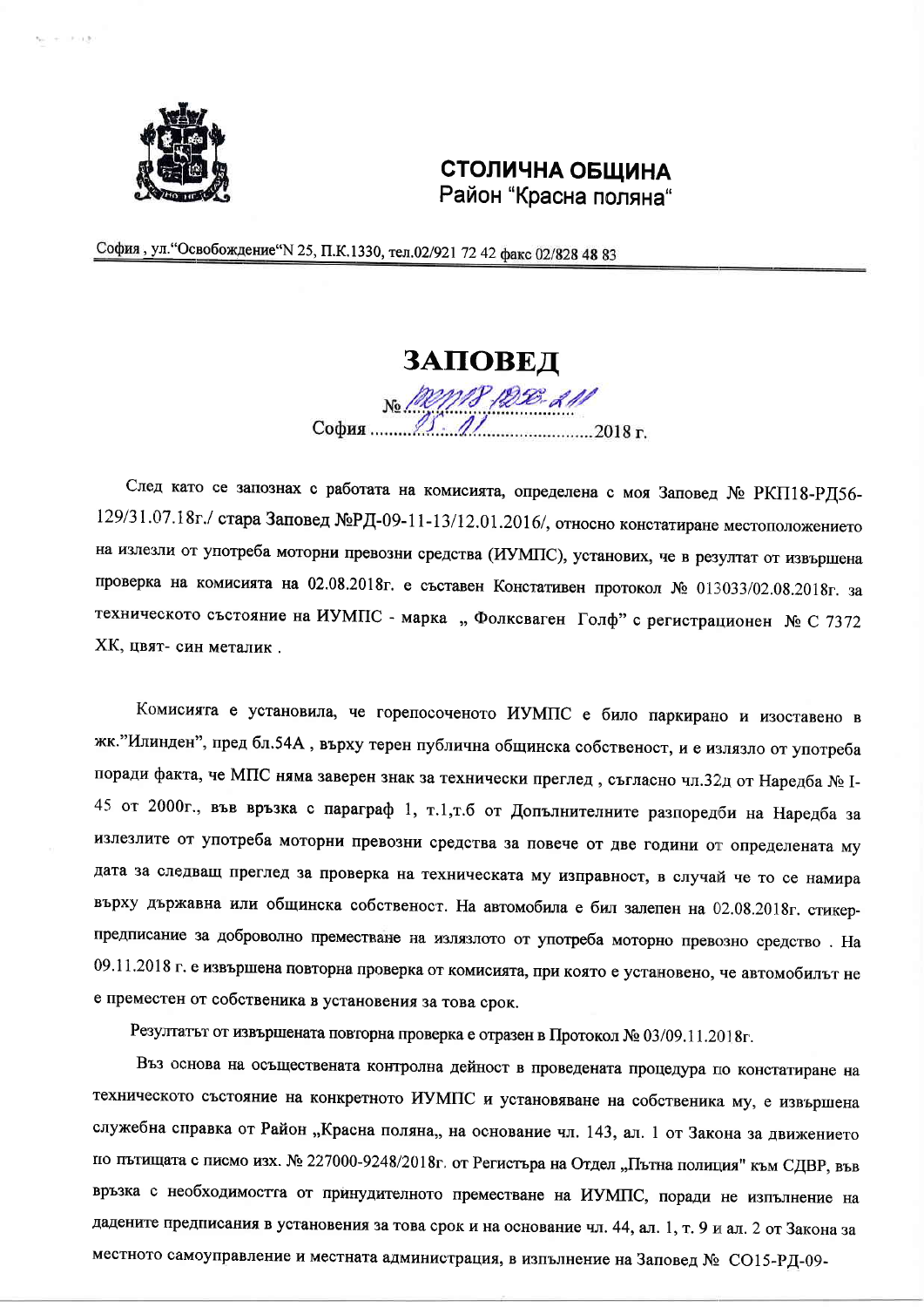**СТОЛИЧНА ОБЩИНА**
Район "Красна поляна"

София , ул."Освобождение"N 25, П.К.1330, тел.02/921 72 42 факс 02/828 48 83

# ЗАПОВЕД

№ РКП18-РД56-211
София ......15.11.......2018 г.

След като се запознах с работата на комисията, определена с моя Заповед № РКП18-РД56-129/31.07.18г./ стара Заповед №РД-09-11-13/12.01.2016/, относно констатиране местоположението на излезли от употреба моторни превозни средства (ИУМПС), установих, че в резултат от извършена проверка на комисията на 02.08.2018г. е съставен Констативен протокол № 013033/02.08.2018г. за техническото състояние на ИУМПС - марка „ Фолксваген Голф" с регистрационен № С 7372 ХК, цвят- син металик .

Комисията е установила, че горепосоченото ИУМПС е било паркирано и изоставено в жк."Илинден", пред бл.54А , върху терен публична общинска собственост, и е излязло от употреба поради факта, че МПС няма заверен знак за технически преглед , съгласно чл.32д от Наредба № I-45 от 2000г., във връзка с параграф 1, т.1,т.б от Допълнителните разпоредби на Наредба за излезлите от употреба моторни превозни средства за повече от две години от определената му дата за следващ преглед за проверка на техническата му изправност, в случай че то се намира върху държавна или общинска собственост. На автомобила е бил залепен на 02.08.2018г. стикер-предписание за доброволно преместване на излязлото от употреба моторно превозно средство . На 09.11.2018 г. е извършена повторна проверка от комисията, при която е установено, че автомобилът не е преместен от собственика в установения за това срок.

Резултатът от извършената повторна проверка е отразен в Протокол № 03/09.11.2018г.

Въз основа на осъществената контролна дейност в проведената процедура по констатиране на техническото състояние на конкретното ИУМПС и установяване на собственика му, е извършена служебна справка от Район „Красна поляна„ на основание чл. 143, ал. 1 от Закона за движението по пътищата с писмо изх. № 227000-9248/2018г. от Регистъра на Отдел „Пътна полиция" към СДВР, във връзка с необходимостта от принудителното преместване на ИУМПС, поради не изпълнение на дадените предписания в установения за това срок и на основание чл. 44, ал. 1, т. 9 и ал. 2 от Закона за местното самоуправление и местната администрация, в изпълнение на Заповед № СО15-РД-09-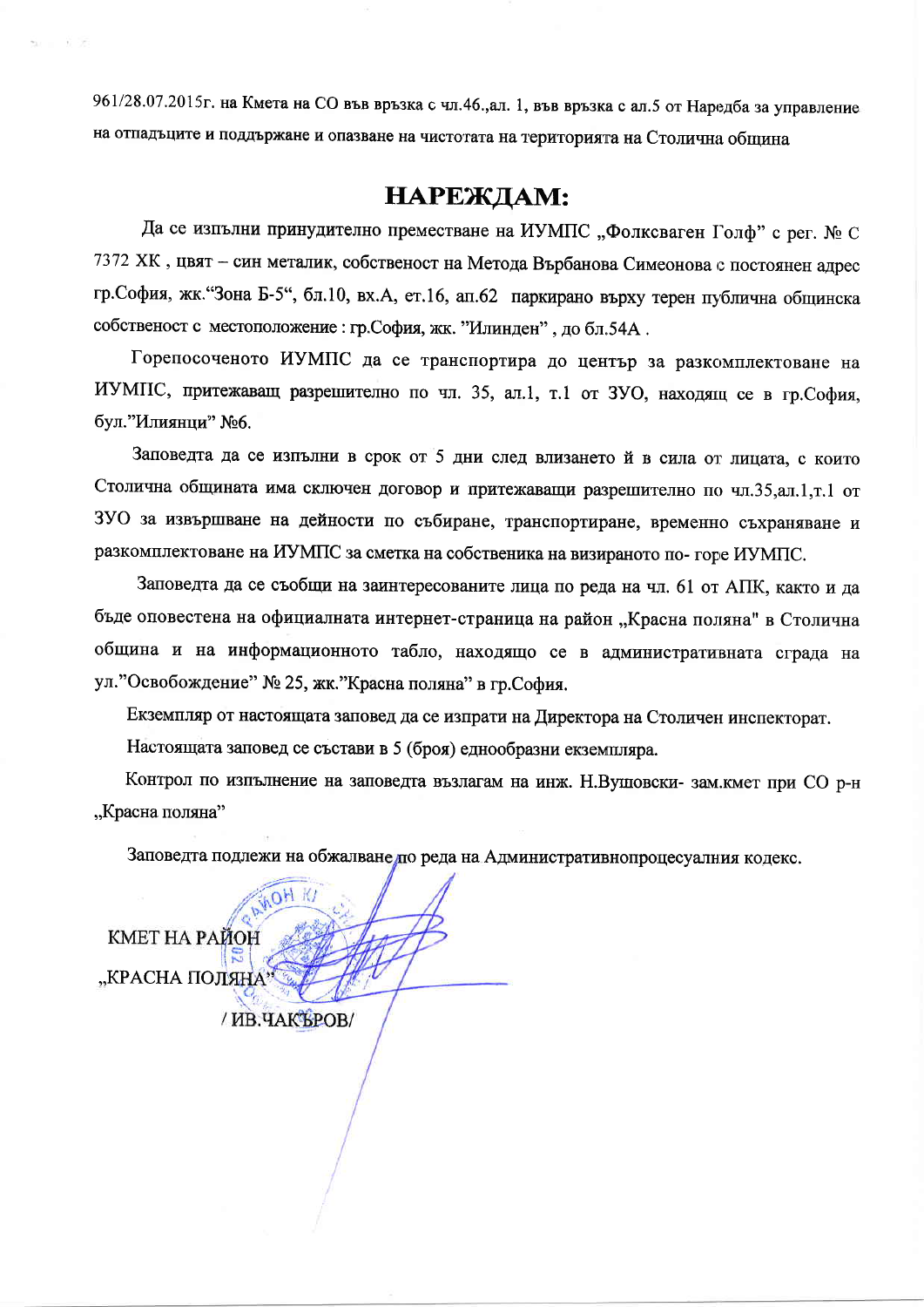961/28.07.2015г. на Кмета на СО във връзка с чл.46.,ал. 1, във връзка с ал.5 от Наредба за управление на отпадъците и поддържане и опазване на чистотата на територията на Столична община

## НАРЕЖДАМ:

Да се изпълни принудително преместване на ИУМПС „Фолксваген Голф" с рег. № С 7372 ХК , цвят – син металик, собственост на Метода Върбанова Симеонова с постоянен адрес гр.София, жк."Зона Б-5", бл.10, вх.А, ет.16, ап.62 паркирано върху терен публична общинска собственост с местоположение : гр.София, жк. "Илинден" , до бл.54А .

Горепосоченото ИУМПС да се транспортира до център за разкомплектоване на ИУМПС, притежаващ разрешително по чл. 35, ал.1, т.1 от ЗУО, находящ се в гр.София, бул."Илиянци" №6.

Заповедта да се изпълни в срок от 5 дни след влизането й в сила от лицата, с които Столична общината има сключен договор и притежаващи разрешително по чл.35,ал.1,т.1 от ЗУО за извършване на дейности по събиране, транспортиране, временно съхраняване и разкомплектоване на ИУМПС за сметка на собственика на визираното по- горе ИУМПС.

Заповедта да се съобщи на заинтересованите лица по реда на чл. 61 от АПК, както и да бъде оповестена на официалната интернет-страница на район „Красна поляна" в Столична община и на информационното табло, находящо се в административната сграда на ул."Освобождение" № 25, жк."Красна поляна" в гр.София.

Екземпляр от настоящата заповед да се изпрати на Директора на Столичен инспекторат.

Настоящата заповед се състави в 5 (броя) еднообразни екземпляра.

Контрол по изпълнение на заповедта възлагам на инж. Н.Вушовски- зам.кмет при СО р-н „Красна поляна"

Заповедта подлежи на обжалване по реда на Административнопроцесуалния кодекс.

КМЕТ НА РАЙОН

„КРАСНА ПОЛЯНА"

/ ИВ.ЧАКЪРОВ/